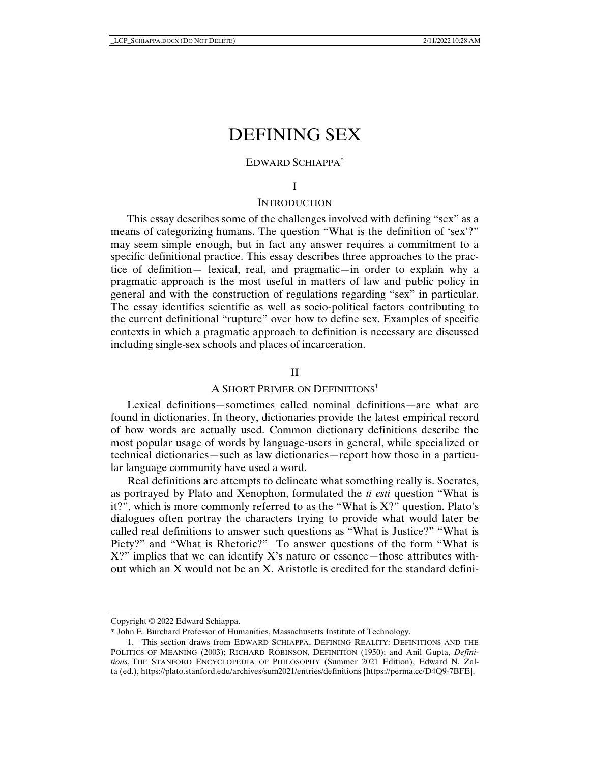# DEFINING SEX

EDWARD SCHIAPPA*

## I

## INTRODUCTION

This essay describes some of the challenges involved with defining "sex" as a means of categorizing humans. The question "What is the definition of 'sex'?" may seem simple enough, but in fact any answer requires a commitment to a specific definitional practice. This essay describes three approaches to the practice of definition— lexical, real, and pragmatic—in order to explain why a pragmatic approach is the most useful in matters of law and public policy in general and with the construction of regulations regarding "sex" in particular. The essay identifies scientific as well as socio-political factors contributing to the current definitional "rupture" over how to define sex. Examples of specific contexts in which a pragmatic approach to definition is necessary are discussed including single-sex schools and places of incarceration.

## II

## A SHORT PRIMER ON DEFINITIONS[1]

Lexical definitions—sometimes called nominal definitions—are what are found in dictionaries. In theory, dictionaries provide the latest empirical record of how words are actually used. Common dictionary definitions describe the most popular usage of words by language-users in general, while specialized or technical dictionaries—such as law dictionaries—report how those in a particular language community have used a word.

Real definitions are attempts to delineate what something really is. Socrates, as portrayed by Plato and Xenophon, formulated the *ti esti* question "What is it?", which is more commonly referred to as the "What is X?" question. Plato's dialogues often portray the characters trying to provide what would later be called real definitions to answer such questions as "What is Justice?" "What is Piety?" and "What is Rhetoric?" To answer questions of the form "What is X?" implies that we can identify X's nature or essence—those attributes without which an X would not be an X. Aristotle is credited for the standard defini-

---

Copyright © 2022 Edward Schiappa.

\* John E. Burchard Professor of Humanities, Massachusetts Institute of Technology.

1. This section draws from EDWARD SCHIAPPA, DEFINING REALITY: DEFINITIONS AND THE POLITICS OF MEANING (2003); RICHARD ROBINSON, DEFINITION (1950); and Anil Gupta, *Definitions*, THE STANFORD ENCYCLOPEDIA OF PHILOSOPHY (Summer 2021 Edition), Edward N. Zalta (ed.), https://plato.stanford.edu/archives/sum2021/entries/definitions [https://perma.cc/D4Q9-7BFE].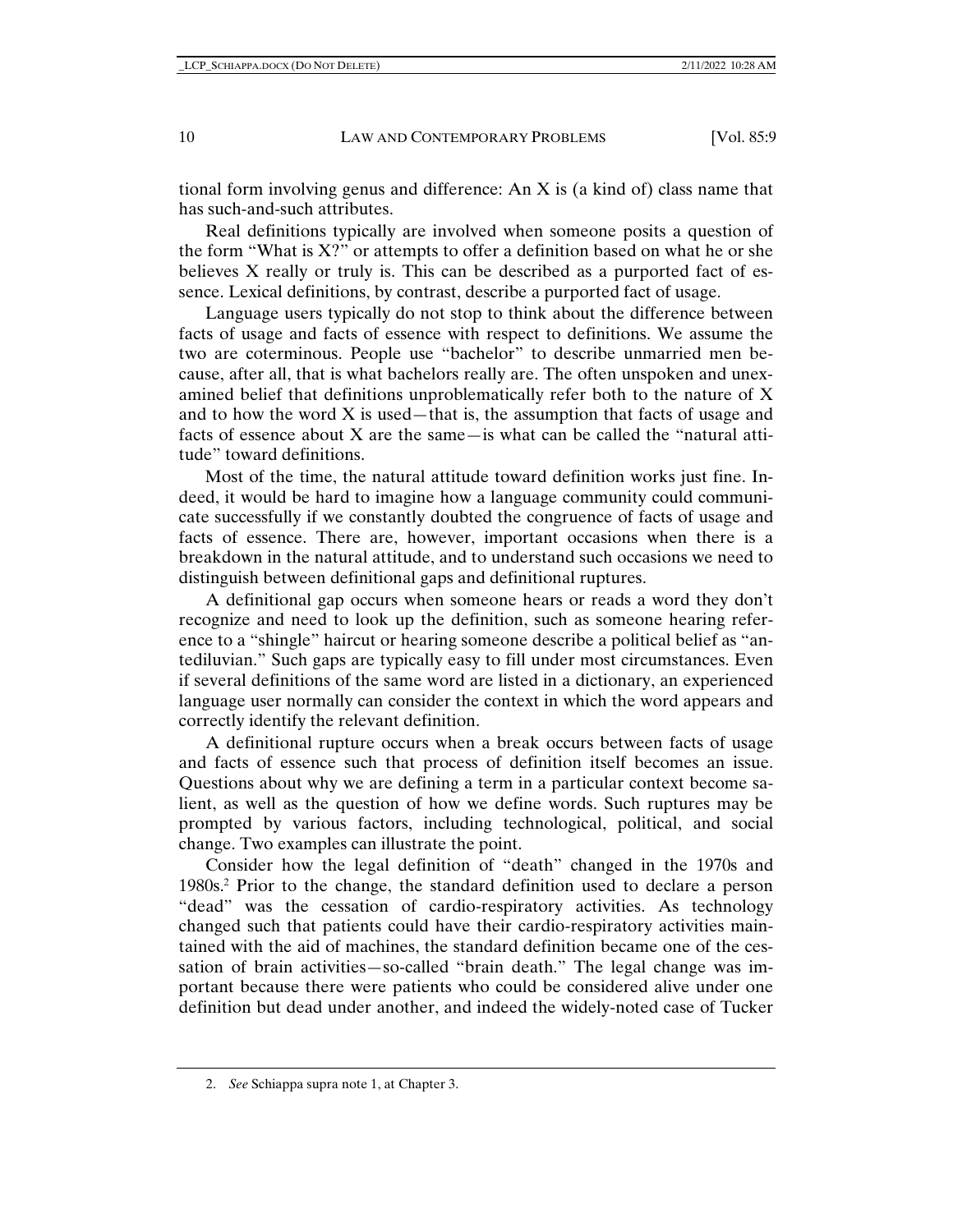tional form involving genus and difference: An X is (a kind of) class name that has such-and-such attributes.

Real definitions typically are involved when someone posits a question of the form "What is X?" or attempts to offer a definition based on what he or she believes X really or truly is. This can be described as a purported fact of essence. Lexical definitions, by contrast, describe a purported fact of usage.

Language users typically do not stop to think about the difference between facts of usage and facts of essence with respect to definitions. We assume the two are coterminous. People use "bachelor" to describe unmarried men because, after all, that is what bachelors really are. The often unspoken and unexamined belief that definitions unproblematically refer both to the nature of X and to how the word X is used—that is, the assumption that facts of usage and facts of essence about X are the same—is what can be called the "natural attitude" toward definitions.

Most of the time, the natural attitude toward definition works just fine. Indeed, it would be hard to imagine how a language community could communicate successfully if we constantly doubted the congruence of facts of usage and facts of essence. There are, however, important occasions when there is a breakdown in the natural attitude, and to understand such occasions we need to distinguish between definitional gaps and definitional ruptures.

A definitional gap occurs when someone hears or reads a word they don't recognize and need to look up the definition, such as someone hearing reference to a "shingle" haircut or hearing someone describe a political belief as "antediluvian." Such gaps are typically easy to fill under most circumstances. Even if several definitions of the same word are listed in a dictionary, an experienced language user normally can consider the context in which the word appears and correctly identify the relevant definition.

A definitional rupture occurs when a break occurs between facts of usage and facts of essence such that process of definition itself becomes an issue. Questions about why we are defining a term in a particular context become salient, as well as the question of how we define words. Such ruptures may be prompted by various factors, including technological, political, and social change. Two examples can illustrate the point.

Consider how the legal definition of "death" changed in the 1970s and 1980s.[2] Prior to the change, the standard definition used to declare a person "dead" was the cessation of cardio-respiratory activities. As technology changed such that patients could have their cardio-respiratory activities maintained with the aid of machines, the standard definition became one of the cessation of brain activities—so-called "brain death." The legal change was important because there were patients who could be considered alive under one definition but dead under another, and indeed the widely-noted case of Tucker

2. *See* Schiappa supra note 1, at Chapter 3.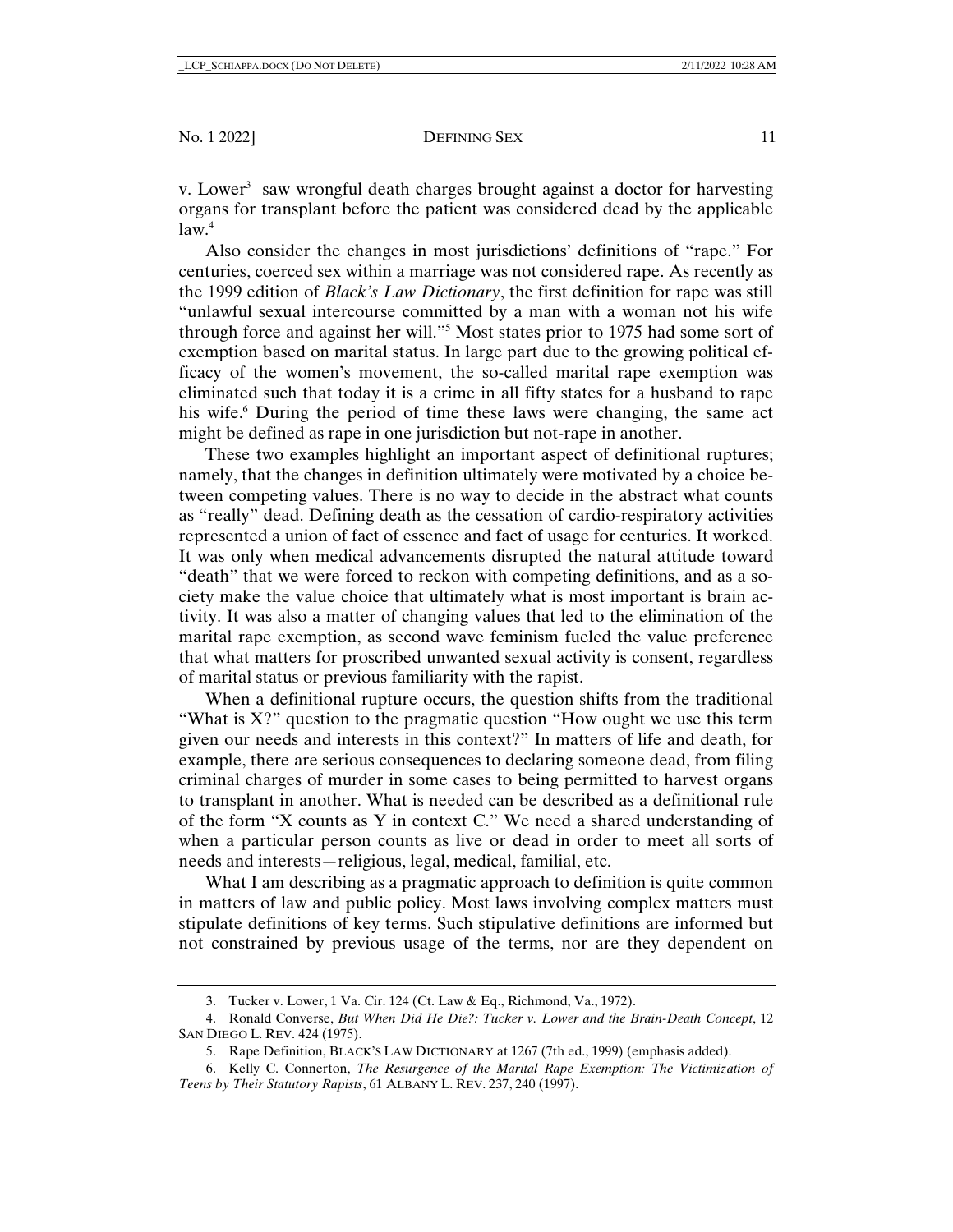v. Lower[3] saw wrongful death charges brought against a doctor for harvesting organs for transplant before the patient was considered dead by the applicable law.[4]

Also consider the changes in most jurisdictions' definitions of "rape." For centuries, coerced sex within a marriage was not considered rape. As recently as the 1999 edition of *Black's Law Dictionary*, the first definition for rape was still "unlawful sexual intercourse committed by a man with a woman not his wife through force and against her will."[5] Most states prior to 1975 had some sort of exemption based on marital status. In large part due to the growing political efficacy of the women's movement, the so-called marital rape exemption was eliminated such that today it is a crime in all fifty states for a husband to rape his wife.[6] During the period of time these laws were changing, the same act might be defined as rape in one jurisdiction but not-rape in another.

These two examples highlight an important aspect of definitional ruptures; namely, that the changes in definition ultimately were motivated by a choice between competing values. There is no way to decide in the abstract what counts as "really" dead. Defining death as the cessation of cardio-respiratory activities represented a union of fact of essence and fact of usage for centuries. It worked. It was only when medical advancements disrupted the natural attitude toward "death" that we were forced to reckon with competing definitions, and as a society make the value choice that ultimately what is most important is brain activity. It was also a matter of changing values that led to the elimination of the marital rape exemption, as second wave feminism fueled the value preference that what matters for proscribed unwanted sexual activity is consent, regardless of marital status or previous familiarity with the rapist.

When a definitional rupture occurs, the question shifts from the traditional "What is X?" question to the pragmatic question "How ought we use this term given our needs and interests in this context?" In matters of life and death, for example, there are serious consequences to declaring someone dead, from filing criminal charges of murder in some cases to being permitted to harvest organs to transplant in another. What is needed can be described as a definitional rule of the form "X counts as Y in context C." We need a shared understanding of when a particular person counts as live or dead in order to meet all sorts of needs and interests—religious, legal, medical, familial, etc.

What I am describing as a pragmatic approach to definition is quite common in matters of law and public policy. Most laws involving complex matters must stipulate definitions of key terms. Such stipulative definitions are informed but not constrained by previous usage of the terms, nor are they dependent on

---

3. Tucker v. Lower, 1 Va. Cir. 124 (Ct. Law & Eq., Richmond, Va., 1972).

4. Ronald Converse, *But When Did He Die?: Tucker v. Lower and the Brain-Death Concept*, 12 SAN DIEGO L. REV. 424 (1975).

5. Rape Definition, BLACK'S LAW DICTIONARY at 1267 (7th ed., 1999) (emphasis added).

6. Kelly C. Connerton, *The Resurgence of the Marital Rape Exemption: The Victimization of Teens by Their Statutory Rapists*, 61 ALBANY L. REV. 237, 240 (1997).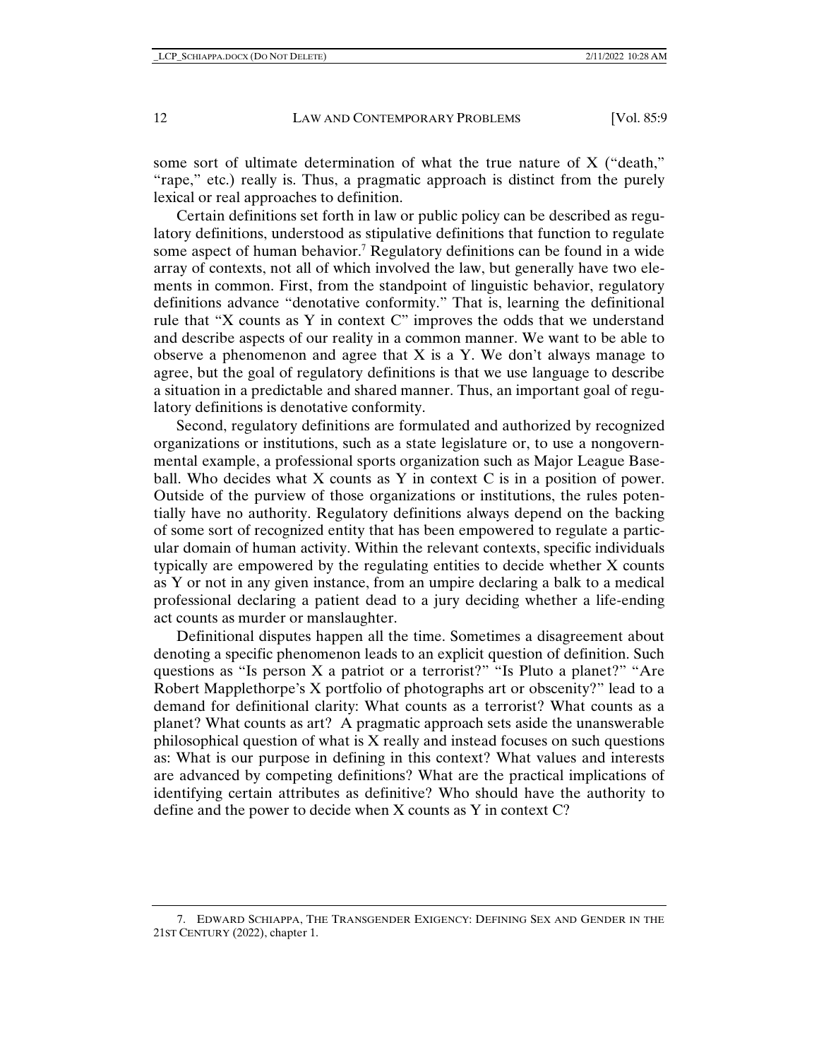some sort of ultimate determination of what the true nature of X ("death," "rape," etc.) really is. Thus, a pragmatic approach is distinct from the purely lexical or real approaches to definition.

Certain definitions set forth in law or public policy can be described as regulatory definitions, understood as stipulative definitions that function to regulate some aspect of human behavior.[7] Regulatory definitions can be found in a wide array of contexts, not all of which involved the law, but generally have two elements in common. First, from the standpoint of linguistic behavior, regulatory definitions advance "denotative conformity." That is, learning the definitional rule that "X counts as Y in context C" improves the odds that we understand and describe aspects of our reality in a common manner. We want to be able to observe a phenomenon and agree that X is a Y. We don't always manage to agree, but the goal of regulatory definitions is that we use language to describe a situation in a predictable and shared manner. Thus, an important goal of regulatory definitions is denotative conformity.

Second, regulatory definitions are formulated and authorized by recognized organizations or institutions, such as a state legislature or, to use a nongovernmental example, a professional sports organization such as Major League Baseball. Who decides what X counts as Y in context C is in a position of power. Outside of the purview of those organizations or institutions, the rules potentially have no authority. Regulatory definitions always depend on the backing of some sort of recognized entity that has been empowered to regulate a particular domain of human activity. Within the relevant contexts, specific individuals typically are empowered by the regulating entities to decide whether X counts as Y or not in any given instance, from an umpire declaring a balk to a medical professional declaring a patient dead to a jury deciding whether a life-ending act counts as murder or manslaughter.

Definitional disputes happen all the time. Sometimes a disagreement about denoting a specific phenomenon leads to an explicit question of definition. Such questions as "Is person X a patriot or a terrorist?" "Is Pluto a planet?" "Are Robert Mapplethorpe's X portfolio of photographs art or obscenity?" lead to a demand for definitional clarity: What counts as a terrorist? What counts as a planet? What counts as art? A pragmatic approach sets aside the unanswerable philosophical question of what is X really and instead focuses on such questions as: What is our purpose in defining in this context? What values and interests are advanced by competing definitions? What are the practical implications of identifying certain attributes as definitive? Who should have the authority to define and the power to decide when X counts as Y in context C?

---

7. EDWARD SCHIAPPA, THE TRANSGENDER EXIGENCY: DEFINING SEX AND GENDER IN THE 21ST CENTURY (2022), chapter 1.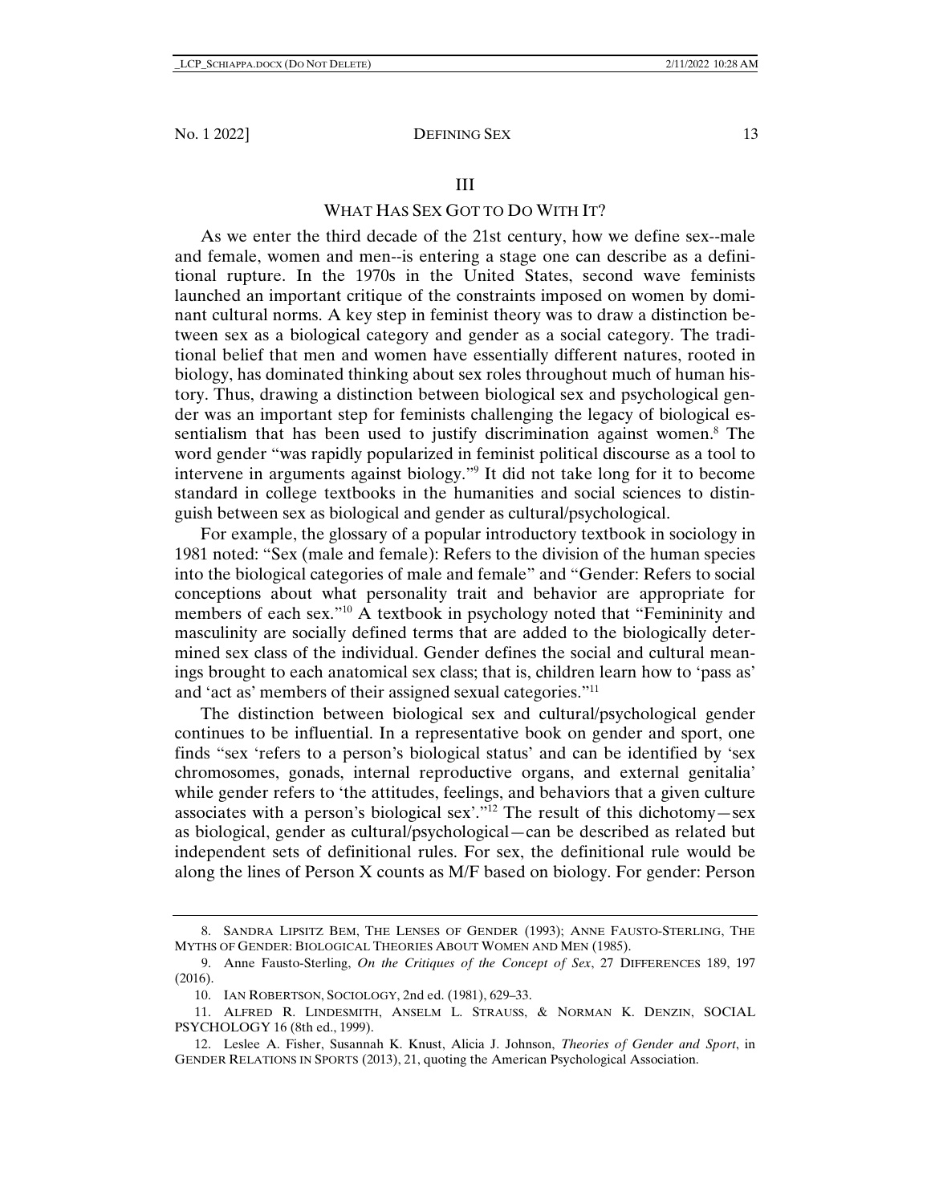## III

## WHAT HAS SEX GOT TO DO WITH IT?

As we enter the third decade of the 21st century, how we define sex--male and female, women and men--is entering a stage one can describe as a definitional rupture. In the 1970s in the United States, second wave feminists launched an important critique of the constraints imposed on women by dominant cultural norms. A key step in feminist theory was to draw a distinction between sex as a biological category and gender as a social category. The traditional belief that men and women have essentially different natures, rooted in biology, has dominated thinking about sex roles throughout much of human history. Thus, drawing a distinction between biological sex and psychological gender was an important step for feminists challenging the legacy of biological essentialism that has been used to justify discrimination against women.[8] The word gender "was rapidly popularized in feminist political discourse as a tool to intervene in arguments against biology."[9] It did not take long for it to become standard in college textbooks in the humanities and social sciences to distinguish between sex as biological and gender as cultural/psychological.

For example, the glossary of a popular introductory textbook in sociology in 1981 noted: "Sex (male and female): Refers to the division of the human species into the biological categories of male and female" and "Gender: Refers to social conceptions about what personality trait and behavior are appropriate for members of each sex."[10] A textbook in psychology noted that "Femininity and masculinity are socially defined terms that are added to the biologically determined sex class of the individual. Gender defines the social and cultural meanings brought to each anatomical sex class; that is, children learn how to 'pass as' and 'act as' members of their assigned sexual categories."[11]

The distinction between biological sex and cultural/psychological gender continues to be influential. In a representative book on gender and sport, one finds "sex 'refers to a person's biological status' and can be identified by 'sex chromosomes, gonads, internal reproductive organs, and external genitalia' while gender refers to 'the attitudes, feelings, and behaviors that a given culture associates with a person's biological sex'."[12] The result of this dichotomy—sex as biological, gender as cultural/psychological—can be described as related but independent sets of definitional rules. For sex, the definitional rule would be along the lines of Person X counts as M/F based on biology. For gender: Person

---

8. SANDRA LIPSITZ BEM, THE LENSES OF GENDER (1993); ANNE FAUSTO-STERLING, THE MYTHS OF GENDER: BIOLOGICAL THEORIES ABOUT WOMEN AND MEN (1985).

9. Anne Fausto-Sterling, *On the Critiques of the Concept of Sex*, 27 DIFFERENCES 189, 197 (2016).

10. IAN ROBERTSON, SOCIOLOGY, 2nd ed. (1981), 629–33.

11. ALFRED R. LINDESMITH, ANSELM L. STRAUSS, & NORMAN K. DENZIN, SOCIAL PSYCHOLOGY 16 (8th ed., 1999).

12. Leslee A. Fisher, Susannah K. Knust, Alicia J. Johnson, *Theories of Gender and Sport*, in GENDER RELATIONS IN SPORTS (2013), 21, quoting the American Psychological Association.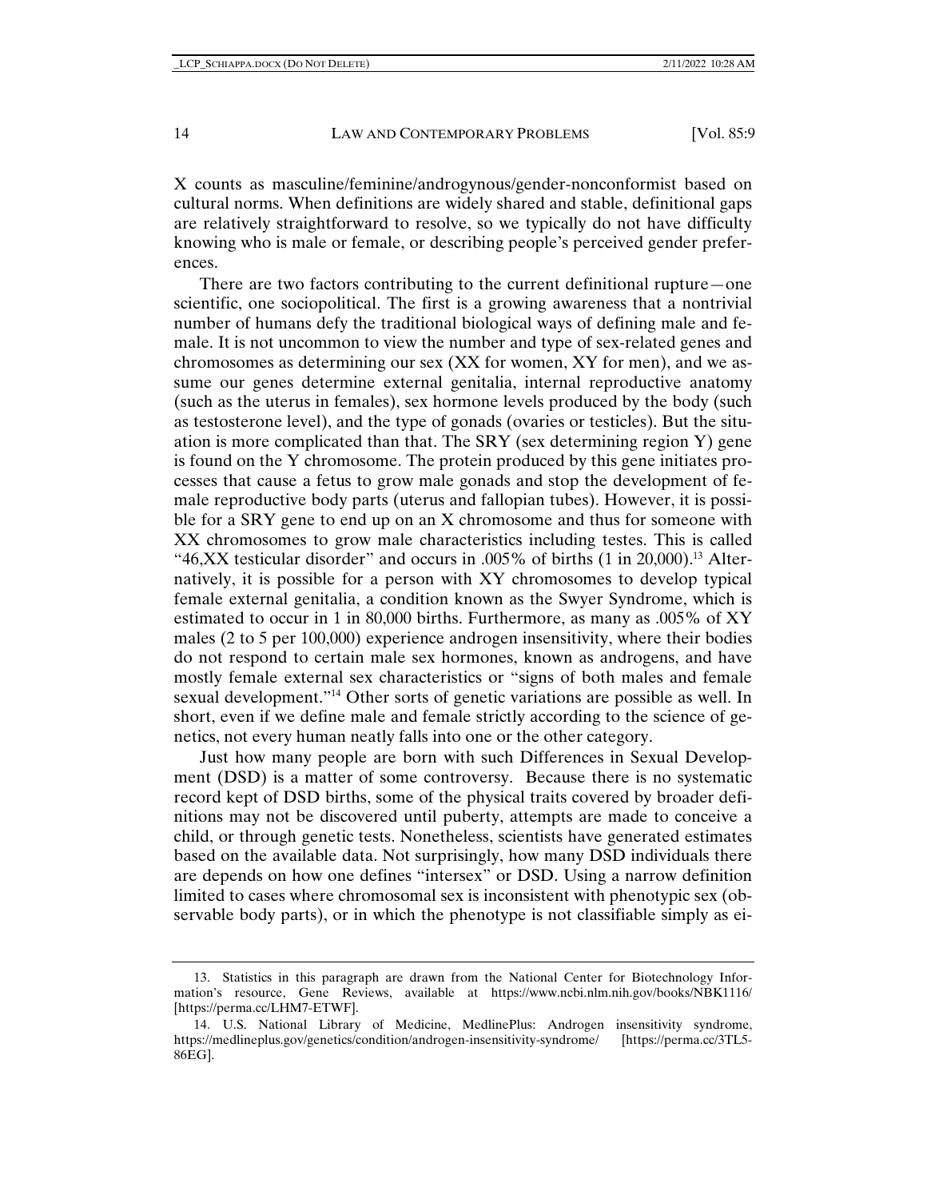X counts as masculine/feminine/androgynous/gender-nonconformist based on cultural norms. When definitions are widely shared and stable, definitional gaps are relatively straightforward to resolve, so we typically do not have difficulty knowing who is male or female, or describing people's perceived gender preferences.

There are two factors contributing to the current definitional rupture—one scientific, one sociopolitical. The first is a growing awareness that a nontrivial number of humans defy the traditional biological ways of defining male and female. It is not uncommon to view the number and type of sex-related genes and chromosomes as determining our sex (XX for women, XY for men), and we assume our genes determine external genitalia, internal reproductive anatomy (such as the uterus in females), sex hormone levels produced by the body (such as testosterone level), and the type of gonads (ovaries or testicles). But the situation is more complicated than that. The SRY (sex determining region Y) gene is found on the Y chromosome. The protein produced by this gene initiates processes that cause a fetus to grow male gonads and stop the development of female reproductive body parts (uterus and fallopian tubes). However, it is possible for a SRY gene to end up on an X chromosome and thus for someone with XX chromosomes to grow male characteristics including testes. This is called "46,XX testicular disorder" and occurs in .005% of births (1 in 20,000).[13] Alternatively, it is possible for a person with XY chromosomes to develop typical female external genitalia, a condition known as the Swyer Syndrome, which is estimated to occur in 1 in 80,000 births. Furthermore, as many as .005% of XY males (2 to 5 per 100,000) experience androgen insensitivity, where their bodies do not respond to certain male sex hormones, known as androgens, and have mostly female external sex characteristics or "signs of both males and female sexual development."[14] Other sorts of genetic variations are possible as well. In short, even if we define male and female strictly according to the science of genetics, not every human neatly falls into one or the other category.

Just how many people are born with such Differences in Sexual Development (DSD) is a matter of some controversy. Because there is no systematic record kept of DSD births, some of the physical traits covered by broader definitions may not be discovered until puberty, attempts are made to conceive a child, or through genetic tests. Nonetheless, scientists have generated estimates based on the available data. Not surprisingly, how many DSD individuals there are depends on how one defines "intersex" or DSD. Using a narrow definition limited to cases where chromosomal sex is inconsistent with phenotypic sex (observable body parts), or in which the phenotype is not classifiable simply as ei-

---

13. Statistics in this paragraph are drawn from the National Center for Biotechnology Information's resource, Gene Reviews, available at https://www.ncbi.nlm.nih.gov/books/NBK1116/ [https://perma.cc/LHM7-ETWF].

14. U.S. National Library of Medicine, MedlinePlus: Androgen insensitivity syndrome, https://medlineplus.gov/genetics/condition/androgen-insensitivity-syndrome/ [https://perma.cc/3TL5-86EG].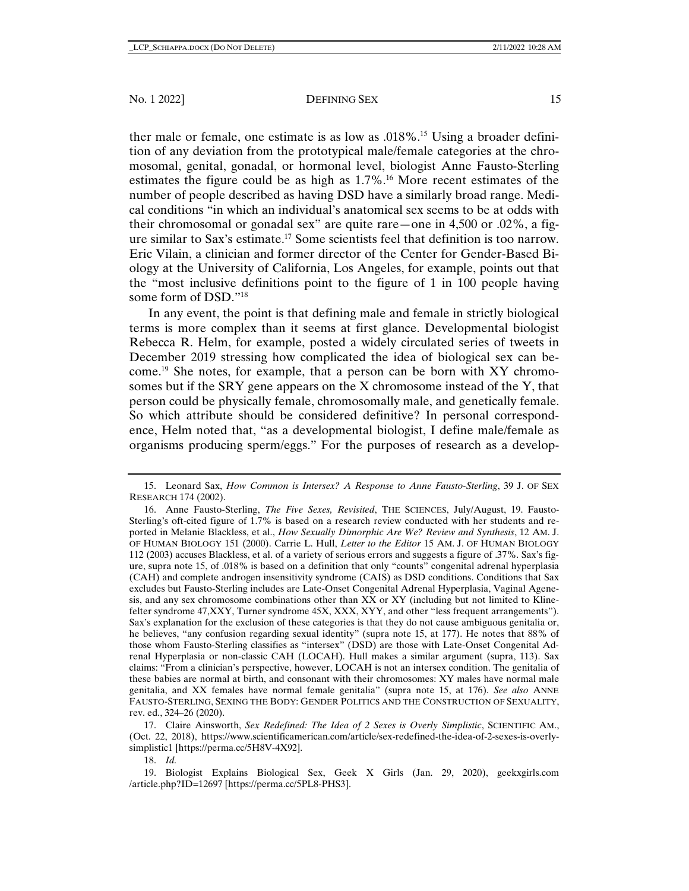ther male or female, one estimate is as low as .018%.[15] Using a broader definition of any deviation from the prototypical male/female categories at the chromosomal, genital, gonadal, or hormonal level, biologist Anne Fausto-Sterling estimates the figure could be as high as 1.7%.[16] More recent estimates of the number of people described as having DSD have a similarly broad range. Medical conditions "in which an individual's anatomical sex seems to be at odds with their chromosomal or gonadal sex" are quite rare—one in 4,500 or .02%, a figure similar to Sax's estimate.[17] Some scientists feel that definition is too narrow. Eric Vilain, a clinician and former director of the Center for Gender-Based Biology at the University of California, Los Angeles, for example, points out that the "most inclusive definitions point to the figure of 1 in 100 people having some form of DSD."[18]

In any event, the point is that defining male and female in strictly biological terms is more complex than it seems at first glance. Developmental biologist Rebecca R. Helm, for example, posted a widely circulated series of tweets in December 2019 stressing how complicated the idea of biological sex can become.[19] She notes, for example, that a person can be born with XY chromosomes but if the SRY gene appears on the X chromosome instead of the Y, that person could be physically female, chromosomally male, and genetically female. So which attribute should be considered definitive? In personal correspondence, Helm noted that, "as a developmental biologist, I define male/female as organisms producing sperm/eggs." For the purposes of research as a develop-

---

15. Leonard Sax, *How Common is Intersex? A Response to Anne Fausto-Sterling*, 39 J. OF SEX RESEARCH 174 (2002).

16. Anne Fausto-Sterling, *The Five Sexes, Revisited*, THE SCIENCES, July/August, 19. Fausto-Sterling's oft-cited figure of 1.7% is based on a research review conducted with her students and reported in Melanie Blackless, et al., *How Sexually Dimorphic Are We? Review and Synthesis*, 12 AM. J. OF HUMAN BIOLOGY 151 (2000). Carrie L. Hull, *Letter to the Editor* 15 AM. J. OF HUMAN BIOLOGY 112 (2003) accuses Blackless, et al. of a variety of serious errors and suggests a figure of .37%. Sax's figure, supra note 15, of .018% is based on a definition that only "counts" congenital adrenal hyperplasia (CAH) and complete androgen insensitivity syndrome (CAIS) as DSD conditions. Conditions that Sax excludes but Fausto-Sterling includes are Late-Onset Congenital Adrenal Hyperplasia, Vaginal Agenesis, and any sex chromosome combinations other than XX or XY (including but not limited to Klinefelter syndrome 47,XXY, Turner syndrome 45X, XXX, XYY, and other "less frequent arrangements"). Sax's explanation for the exclusion of these categories is that they do not cause ambiguous genitalia or, he believes, "any confusion regarding sexual identity" (supra note 15, at 177). He notes that 88% of those whom Fausto-Sterling classifies as "intersex" (DSD) are those with Late-Onset Congenital Adrenal Hyperplasia or non-classic CAH (LOCAH). Hull makes a similar argument (supra, 113). Sax claims: "From a clinician's perspective, however, LOCAH is not an intersex condition. The genitalia of these babies are normal at birth, and consonant with their chromosomes: XY males have normal male genitalia, and XX females have normal female genitalia" (supra note 15, at 176). *See also* ANNE FAUSTO-STERLING, SEXING THE BODY: GENDER POLITICS AND THE CONSTRUCTION OF SEXUALITY, rev. ed., 324–26 (2020).

17. Claire Ainsworth, *Sex Redefined: The Idea of 2 Sexes is Overly Simplistic*, SCIENTIFIC AM., (Oct. 22, 2018), https://www.scientificamerican.com/article/sex-redefined-the-idea-of-2-sexes-is-overly-simplistic1 [https://perma.cc/5H8V-4X92].

18. *Id.*

19. Biologist Explains Biological Sex, Geek X Girls (Jan. 29, 2020), geekxgirls.com /article.php?ID=12697 [https://perma.cc/5PL8-PHS3].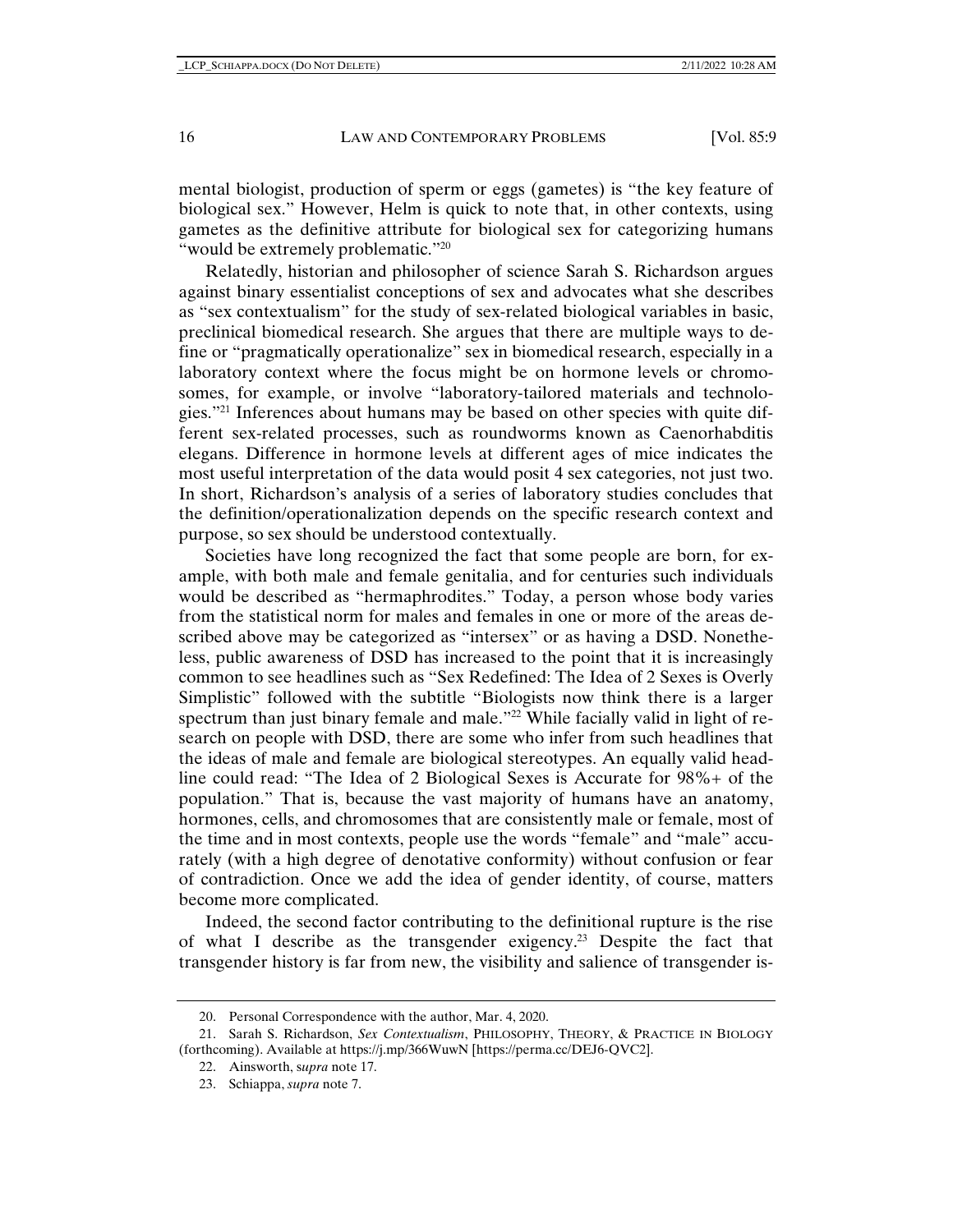mental biologist, production of sperm or eggs (gametes) is "the key feature of biological sex." However, Helm is quick to note that, in other contexts, using gametes as the definitive attribute for biological sex for categorizing humans "would be extremely problematic."[20]

Relatedly, historian and philosopher of science Sarah S. Richardson argues against binary essentialist conceptions of sex and advocates what she describes as "sex contextualism" for the study of sex-related biological variables in basic, preclinical biomedical research. She argues that there are multiple ways to define or "pragmatically operationalize" sex in biomedical research, especially in a laboratory context where the focus might be on hormone levels or chromosomes, for example, or involve "laboratory-tailored materials and technologies."[21] Inferences about humans may be based on other species with quite different sex-related processes, such as roundworms known as Caenorhabditis elegans. Difference in hormone levels at different ages of mice indicates the most useful interpretation of the data would posit 4 sex categories, not just two. In short, Richardson's analysis of a series of laboratory studies concludes that the definition/operationalization depends on the specific research context and purpose, so sex should be understood contextually.

Societies have long recognized the fact that some people are born, for example, with both male and female genitalia, and for centuries such individuals would be described as "hermaphrodites." Today, a person whose body varies from the statistical norm for males and females in one or more of the areas described above may be categorized as "intersex" or as having a DSD. Nonetheless, public awareness of DSD has increased to the point that it is increasingly common to see headlines such as "Sex Redefined: The Idea of 2 Sexes is Overly Simplistic" followed with the subtitle "Biologists now think there is a larger spectrum than just binary female and male."[22] While facially valid in light of research on people with DSD, there are some who infer from such headlines that the ideas of male and female are biological stereotypes. An equally valid headline could read: "The Idea of 2 Biological Sexes is Accurate for 98%+ of the population." That is, because the vast majority of humans have an anatomy, hormones, cells, and chromosomes that are consistently male or female, most of the time and in most contexts, people use the words "female" and "male" accurately (with a high degree of denotative conformity) without confusion or fear of contradiction. Once we add the idea of gender identity, of course, matters become more complicated.

Indeed, the second factor contributing to the definitional rupture is the rise of what I describe as the transgender exigency.[23] Despite the fact that transgender history is far from new, the visibility and salience of transgender is-

---

20. Personal Correspondence with the author, Mar. 4, 2020.

21. Sarah S. Richardson, *Sex Contextualism*, PHILOSOPHY, THEORY, & PRACTICE IN BIOLOGY (forthcoming). Available at https://j.mp/366WuwN [https://perma.cc/DEJ6-QVC2].

22. Ainsworth, s*upra* note 17.

23. Schiappa, *supra* note 7.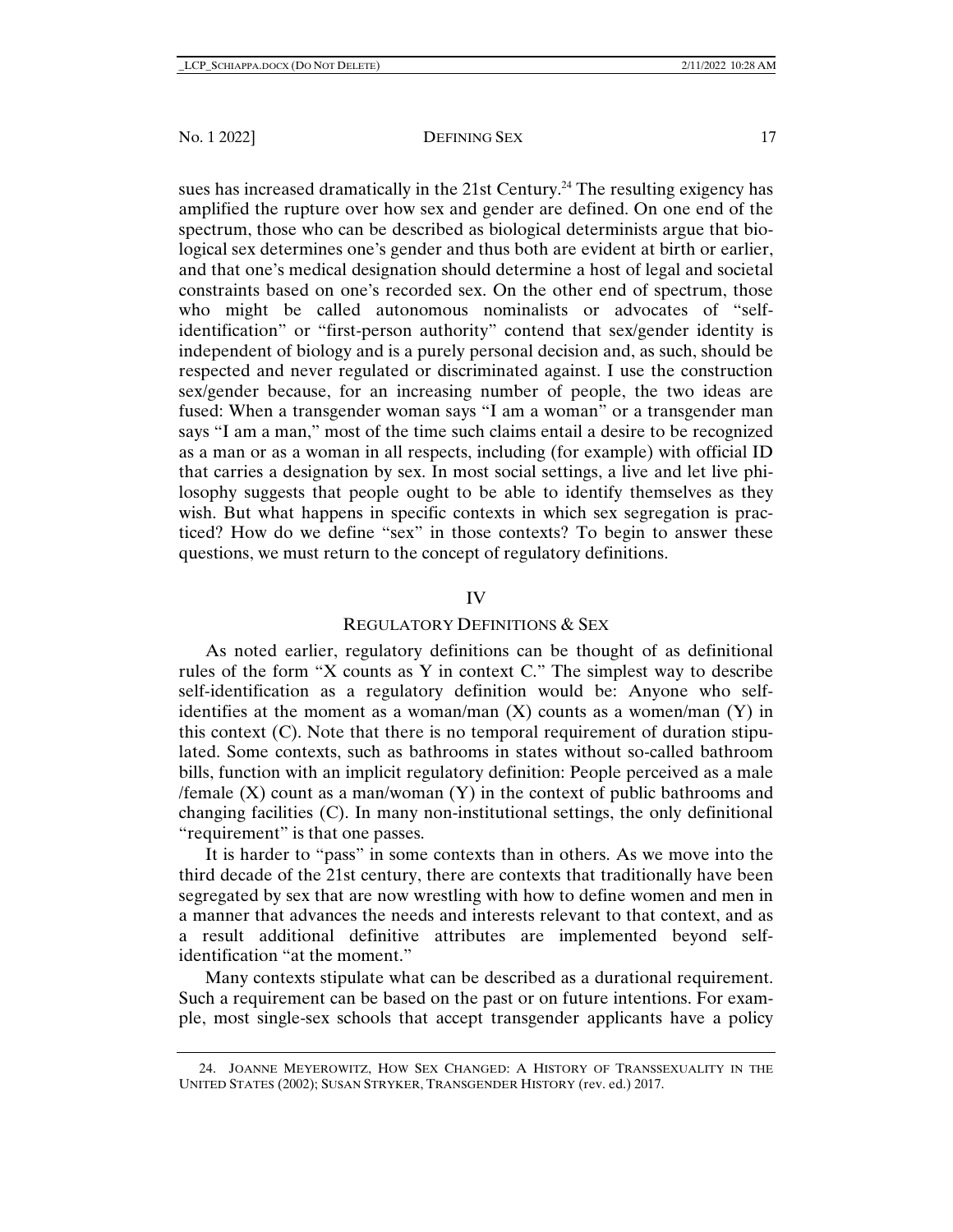sues has increased dramatically in the 21st Century.[24] The resulting exigency has amplified the rupture over how sex and gender are defined. On one end of the spectrum, those who can be described as biological determinists argue that biological sex determines one's gender and thus both are evident at birth or earlier, and that one's medical designation should determine a host of legal and societal constraints based on one's recorded sex. On the other end of spectrum, those who might be called autonomous nominalists or advocates of "self-identification" or "first-person authority" contend that sex/gender identity is independent of biology and is a purely personal decision and, as such, should be respected and never regulated or discriminated against. I use the construction sex/gender because, for an increasing number of people, the two ideas are fused: When a transgender woman says "I am a woman" or a transgender man says "I am a man," most of the time such claims entail a desire to be recognized as a man or as a woman in all respects, including (for example) with official ID that carries a designation by sex. In most social settings, a live and let live philosophy suggests that people ought to be able to identify themselves as they wish. But what happens in specific contexts in which sex segregation is practiced? How do we define "sex" in those contexts? To begin to answer these questions, we must return to the concept of regulatory definitions.

## IV

## REGULATORY DEFINITIONS & SEX

As noted earlier, regulatory definitions can be thought of as definitional rules of the form "X counts as Y in context C." The simplest way to describe self-identification as a regulatory definition would be: Anyone who self-identifies at the moment as a woman/man (X) counts as a women/man (Y) in this context (C). Note that there is no temporal requirement of duration stipulated. Some contexts, such as bathrooms in states without so-called bathroom bills, function with an implicit regulatory definition: People perceived as a male /female (X) count as a man/woman (Y) in the context of public bathrooms and changing facilities (C). In many non-institutional settings, the only definitional "requirement" is that one passes.

It is harder to "pass" in some contexts than in others. As we move into the third decade of the 21st century, there are contexts that traditionally have been segregated by sex that are now wrestling with how to define women and men in a manner that advances the needs and interests relevant to that context, and as a result additional definitive attributes are implemented beyond self-identification "at the moment."

Many contexts stipulate what can be described as a durational requirement. Such a requirement can be based on the past or on future intentions. For example, most single-sex schools that accept transgender applicants have a policy

---

24. JOANNE MEYEROWITZ, HOW SEX CHANGED: A HISTORY OF TRANSSEXUALITY IN THE UNITED STATES (2002); SUSAN STRYKER, TRANSGENDER HISTORY (rev. ed.) 2017.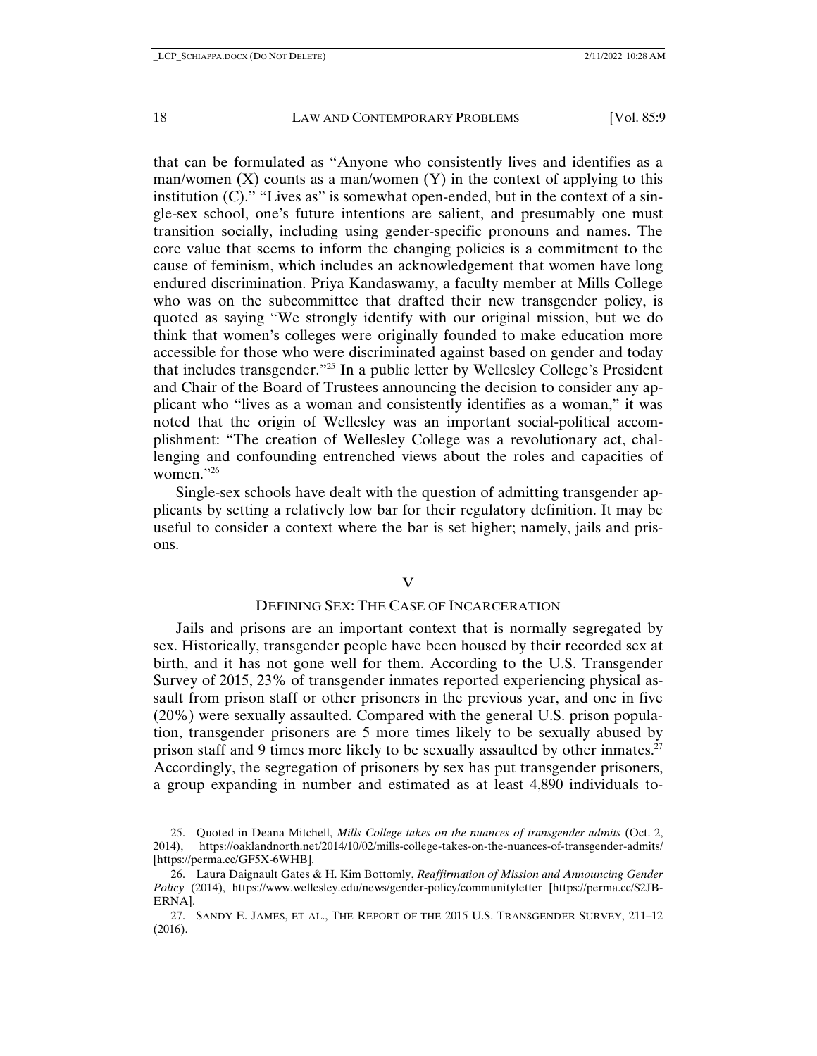that can be formulated as "Anyone who consistently lives and identifies as a man/women (X) counts as a man/women (Y) in the context of applying to this institution (C)." "Lives as" is somewhat open-ended, but in the context of a single-sex school, one's future intentions are salient, and presumably one must transition socially, including using gender-specific pronouns and names. The core value that seems to inform the changing policies is a commitment to the cause of feminism, which includes an acknowledgement that women have long endured discrimination. Priya Kandaswamy, a faculty member at Mills College who was on the subcommittee that drafted their new transgender policy, is quoted as saying "We strongly identify with our original mission, but we do think that women's colleges were originally founded to make education more accessible for those who were discriminated against based on gender and today that includes transgender."[25] In a public letter by Wellesley College's President and Chair of the Board of Trustees announcing the decision to consider any applicant who "lives as a woman and consistently identifies as a woman," it was noted that the origin of Wellesley was an important social-political accomplishment: "The creation of Wellesley College was a revolutionary act, challenging and confounding entrenched views about the roles and capacities of women."[26]

Single-sex schools have dealt with the question of admitting transgender applicants by setting a relatively low bar for their regulatory definition. It may be useful to consider a context where the bar is set higher; namely, jails and prisons.

## V

## DEFINING SEX: THE CASE OF INCARCERATION

Jails and prisons are an important context that is normally segregated by sex. Historically, transgender people have been housed by their recorded sex at birth, and it has not gone well for them. According to the U.S. Transgender Survey of 2015, 23% of transgender inmates reported experiencing physical assault from prison staff or other prisoners in the previous year, and one in five (20%) were sexually assaulted. Compared with the general U.S. prison population, transgender prisoners are 5 more times likely to be sexually abused by prison staff and 9 times more likely to be sexually assaulted by other inmates.[27] Accordingly, the segregation of prisoners by sex has put transgender prisoners, a group expanding in number and estimated as at least 4,890 individuals to-

---

25. Quoted in Deana Mitchell, *Mills College takes on the nuances of transgender admits* (Oct. 2, 2014), https://oaklandnorth.net/2014/10/02/mills-college-takes-on-the-nuances-of-transgender-admits/ [https://perma.cc/GF5X-6WHB].

26. Laura Daignault Gates & H. Kim Bottomly, *Reaffirmation of Mission and Announcing Gender Policy* (2014), https://www.wellesley.edu/news/gender-policy/communityletter [https://perma.cc/S2JB-ERNA].

27. SANDY E. JAMES, ET AL., THE REPORT OF THE 2015 U.S. TRANSGENDER SURVEY, 211–12 (2016).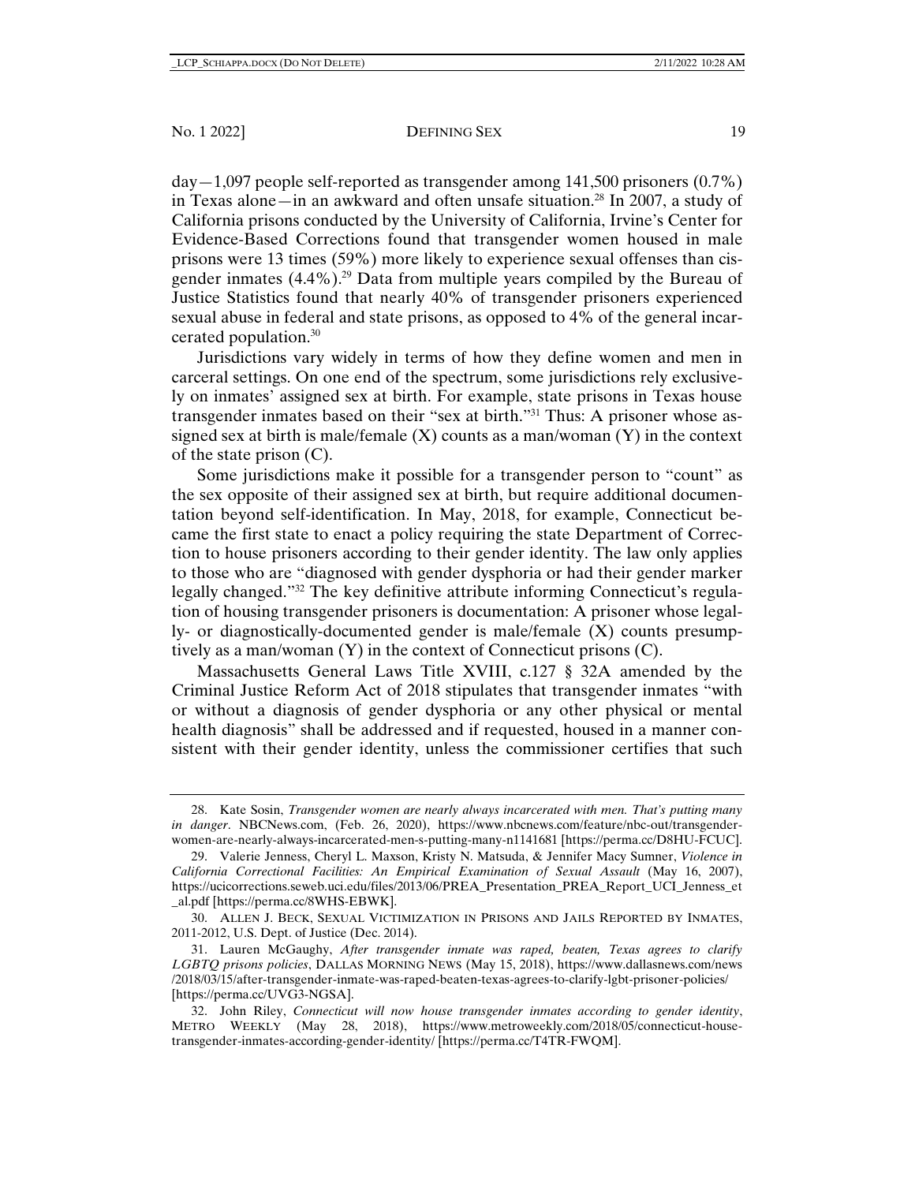day—1,097 people self-reported as transgender among 141,500 prisoners (0.7%) in Texas alone—in an awkward and often unsafe situation.[28] In 2007, a study of California prisons conducted by the University of California, Irvine's Center for Evidence-Based Corrections found that transgender women housed in male prisons were 13 times (59%) more likely to experience sexual offenses than cisgender inmates (4.4%).[29] Data from multiple years compiled by the Bureau of Justice Statistics found that nearly 40% of transgender prisoners experienced sexual abuse in federal and state prisons, as opposed to 4% of the general incarcerated population.[30]

Jurisdictions vary widely in terms of how they define women and men in carceral settings. On one end of the spectrum, some jurisdictions rely exclusively on inmates' assigned sex at birth. For example, state prisons in Texas house transgender inmates based on their "sex at birth."[31] Thus: A prisoner whose assigned sex at birth is male/female (X) counts as a man/woman (Y) in the context of the state prison (C).

Some jurisdictions make it possible for a transgender person to "count" as the sex opposite of their assigned sex at birth, but require additional documentation beyond self-identification. In May, 2018, for example, Connecticut became the first state to enact a policy requiring the state Department of Correction to house prisoners according to their gender identity. The law only applies to those who are "diagnosed with gender dysphoria or had their gender marker legally changed."[32] The key definitive attribute informing Connecticut's regulation of housing transgender prisoners is documentation: A prisoner whose legally- or diagnostically-documented gender is male/female (X) counts presumptively as a man/woman (Y) in the context of Connecticut prisons (C).

Massachusetts General Laws Title XVIII, c.127 § 32A amended by the Criminal Justice Reform Act of 2018 stipulates that transgender inmates "with or without a diagnosis of gender dysphoria or any other physical or mental health diagnosis" shall be addressed and if requested, housed in a manner consistent with their gender identity, unless the commissioner certifies that such

---

28. Kate Sosin, *Transgender women are nearly always incarcerated with men. That's putting many in danger*. NBCNews.com, (Feb. 26, 2020), https://www.nbcnews.com/feature/nbc-out/transgender-women-are-nearly-always-incarcerated-men-s-putting-many-n1141681 [https://perma.cc/D8HU-FCUC].

29. Valerie Jenness, Cheryl L. Maxson, Kristy N. Matsuda, & Jennifer Macy Sumner, *Violence in California Correctional Facilities: An Empirical Examination of Sexual Assault* (May 16, 2007), https://ucicorrections.seweb.uci.edu/files/2013/06/PREA_Presentation_PREA_Report_UCI_Jenness_et_al.pdf [https://perma.cc/8WHS-EBWK].

30. ALLEN J. BECK, SEXUAL VICTIMIZATION IN PRISONS AND JAILS REPORTED BY INMATES, 2011-2012, U.S. Dept. of Justice (Dec. 2014).

31. Lauren McGaughy, *After transgender inmate was raped, beaten, Texas agrees to clarify LGBTQ prisons policies*, DALLAS MORNING NEWS (May 15, 2018), https://www.dallasnews.com/news/2018/03/15/after-transgender-inmate-was-raped-beaten-texas-agrees-to-clarify-lgbt-prisoner-policies/ [https://perma.cc/UVG3-NGSA].

32. John Riley, *Connecticut will now house transgender inmates according to gender identity*, METRO WEEKLY (May 28, 2018), https://www.metroweekly.com/2018/05/connecticut-house-transgender-inmates-according-gender-identity/ [https://perma.cc/T4TR-FWQM].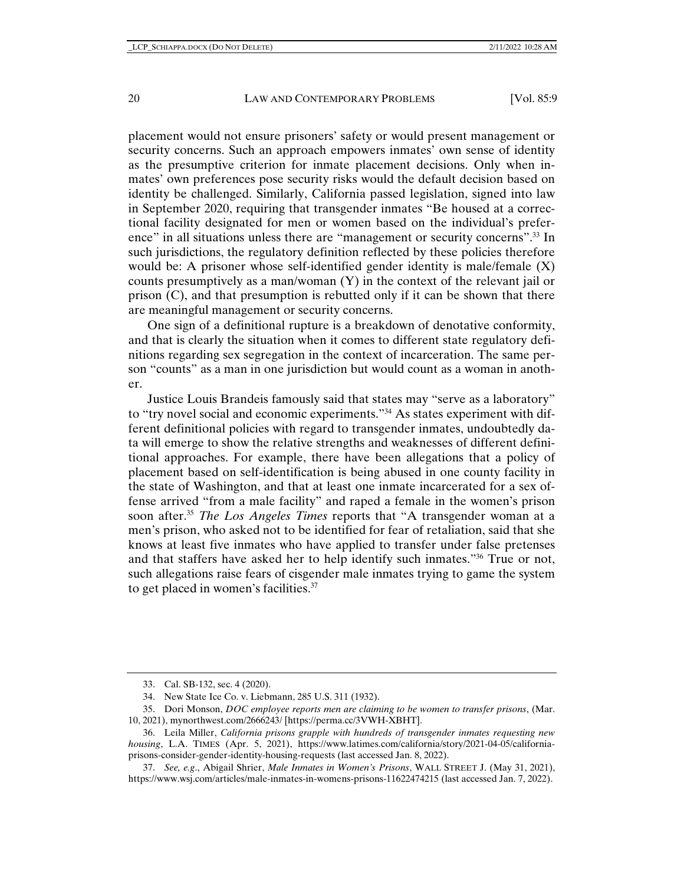placement would not ensure prisoners' safety or would present management or security concerns. Such an approach empowers inmates' own sense of identity as the presumptive criterion for inmate placement decisions. Only when inmates' own preferences pose security risks would the default decision based on identity be challenged. Similarly, California passed legislation, signed into law in September 2020, requiring that transgender inmates "Be housed at a correctional facility designated for men or women based on the individual's preference" in all situations unless there are "management or security concerns".[33] In such jurisdictions, the regulatory definition reflected by these policies therefore would be: A prisoner whose self-identified gender identity is male/female (X) counts presumptively as a man/woman (Y) in the context of the relevant jail or prison (C), and that presumption is rebutted only if it can be shown that there are meaningful management or security concerns.

One sign of a definitional rupture is a breakdown of denotative conformity, and that is clearly the situation when it comes to different state regulatory definitions regarding sex segregation in the context of incarceration. The same person "counts" as a man in one jurisdiction but would count as a woman in another.

Justice Louis Brandeis famously said that states may "serve as a laboratory" to "try novel social and economic experiments."[34] As states experiment with different definitional policies with regard to transgender inmates, undoubtedly data will emerge to show the relative strengths and weaknesses of different definitional approaches. For example, there have been allegations that a policy of placement based on self-identification is being abused in one county facility in the state of Washington, and that at least one inmate incarcerated for a sex offense arrived "from a male facility" and raped a female in the women's prison soon after.[35] *The Los Angeles Times* reports that "A transgender woman at a men's prison, who asked not to be identified for fear of retaliation, said that she knows at least five inmates who have applied to transfer under false pretenses and that staffers have asked her to help identify such inmates."[36] True or not, such allegations raise fears of cisgender male inmates trying to game the system to get placed in women's facilities.[37]

---

33. Cal. SB-132, sec. 4 (2020).

34. New State Ice Co. v. Liebmann, 285 U.S. 311 (1932).

35. Dori Monson, *DOC employee reports men are claiming to be women to transfer prisons*, (Mar. 10, 2021), mynorthwest.com/2666243/ [https://perma.cc/3VWH-XBHT].

36. Leila Miller, *California prisons grapple with hundreds of transgender inmates requesting new housing*, L.A. TIMES (Apr. 5, 2021), https://www.latimes.com/california/story/2021-04-05/california-prisons-consider-gender-identity-housing-requests (last accessed Jan. 8, 2022).

37. *See, e.g.*, Abigail Shrier, *Male Inmates in Women's Prisons*, WALL STREET J. (May 31, 2021), https://www.wsj.com/articles/male-inmates-in-womens-prisons-11622474215 (last accessed Jan. 7, 2022).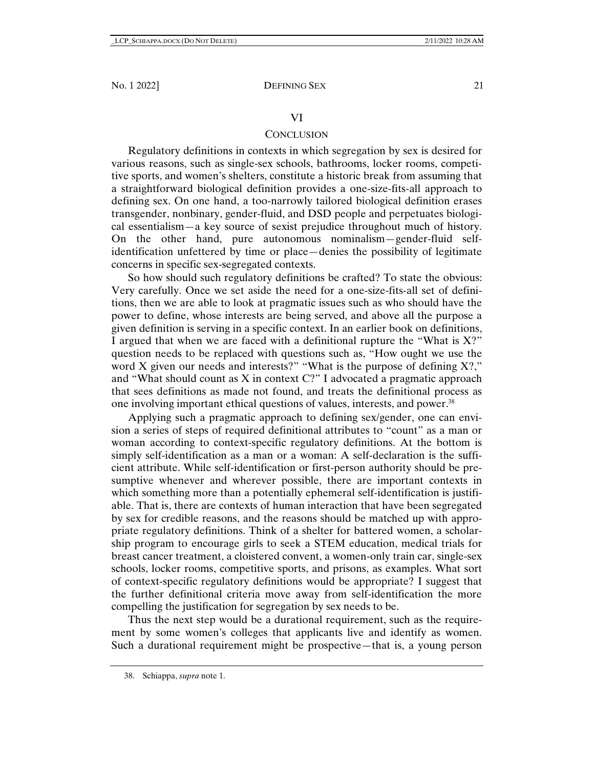## VI

## CONCLUSION

Regulatory definitions in contexts in which segregation by sex is desired for various reasons, such as single-sex schools, bathrooms, locker rooms, competitive sports, and women's shelters, constitute a historic break from assuming that a straightforward biological definition provides a one-size-fits-all approach to defining sex. On one hand, a too-narrowly tailored biological definition erases transgender, nonbinary, gender-fluid, and DSD people and perpetuates biological essentialism—a key source of sexist prejudice throughout much of history. On the other hand, pure autonomous nominalism—gender-fluid self-identification unfettered by time or place—denies the possibility of legitimate concerns in specific sex-segregated contexts.

So how should such regulatory definitions be crafted? To state the obvious: Very carefully. Once we set aside the need for a one-size-fits-all set of definitions, then we are able to look at pragmatic issues such as who should have the power to define, whose interests are being served, and above all the purpose a given definition is serving in a specific context. In an earlier book on definitions, I argued that when we are faced with a definitional rupture the "What is X?" question needs to be replaced with questions such as, "How ought we use the word X given our needs and interests?" "What is the purpose of defining X?," and "What should count as X in context C?" I advocated a pragmatic approach that sees definitions as made not found, and treats the definitional process as one involving important ethical questions of values, interests, and power.[38]

Applying such a pragmatic approach to defining sex/gender, one can envision a series of steps of required definitional attributes to "count" as a man or woman according to context-specific regulatory definitions. At the bottom is simply self-identification as a man or a woman: A self-declaration is the sufficient attribute. While self-identification or first-person authority should be presumptive whenever and wherever possible, there are important contexts in which something more than a potentially ephemeral self-identification is justifiable. That is, there are contexts of human interaction that have been segregated by sex for credible reasons, and the reasons should be matched up with appropriate regulatory definitions. Think of a shelter for battered women, a scholarship program to encourage girls to seek a STEM education, medical trials for breast cancer treatment, a cloistered convent, a women-only train car, single-sex schools, locker rooms, competitive sports, and prisons, as examples. What sort of context-specific regulatory definitions would be appropriate? I suggest that the further definitional criteria move away from self-identification the more compelling the justification for segregation by sex needs to be.

Thus the next step would be a durational requirement, such as the requirement by some women's colleges that applicants live and identify as women. Such a durational requirement might be prospective—that is, a young person

38. Schiappa, *supra* note 1.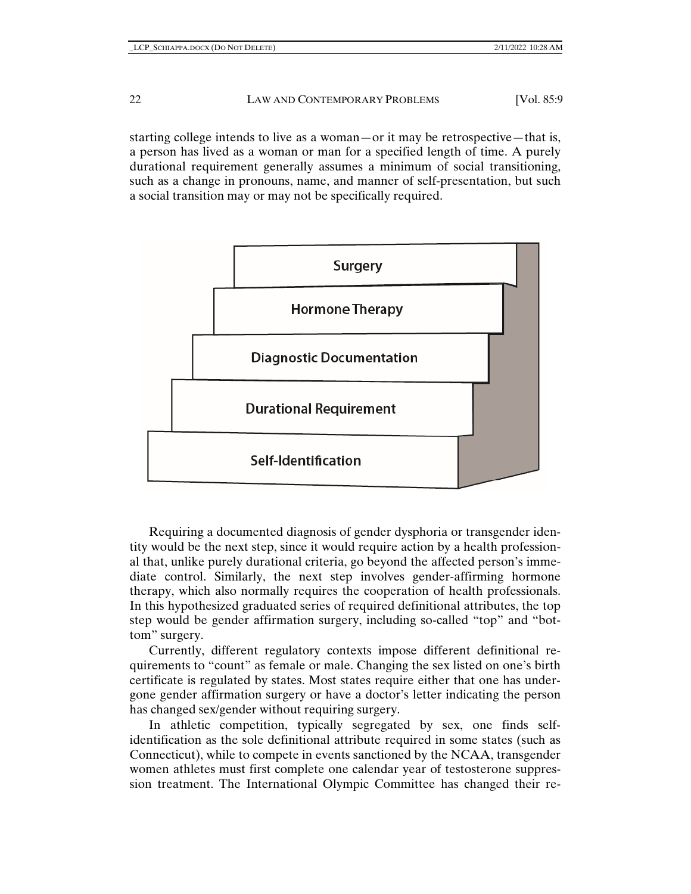starting college intends to live as a woman—or it may be retrospective—that is, a person has lived as a woman or man for a specified length of time. A purely durational requirement generally assumes a minimum of social transitioning, such as a change in pronouns, name, and manner of self-presentation, but such a social transition may or may not be specifically required.

Requiring a documented diagnosis of gender dysphoria or transgender identity would be the next step, since it would require action by a health professional that, unlike purely durational criteria, go beyond the affected person's immediate control. Similarly, the next step involves gender-affirming hormone therapy, which also normally requires the cooperation of health professionals. In this hypothesized graduated series of required definitional attributes, the top step would be gender affirmation surgery, including so-called "top" and "bottom" surgery.

Currently, different regulatory contexts impose different definitional requirements to "count" as female or male. Changing the sex listed on one's birth certificate is regulated by states. Most states require either that one has undergone gender affirmation surgery or have a doctor's letter indicating the person has changed sex/gender without requiring surgery.

In athletic competition, typically segregated by sex, one finds self-identification as the sole definitional attribute required in some states (such as Connecticut), while to compete in events sanctioned by the NCAA, transgender women athletes must first complete one calendar year of testosterone suppression treatment. The International Olympic Committee has changed their re-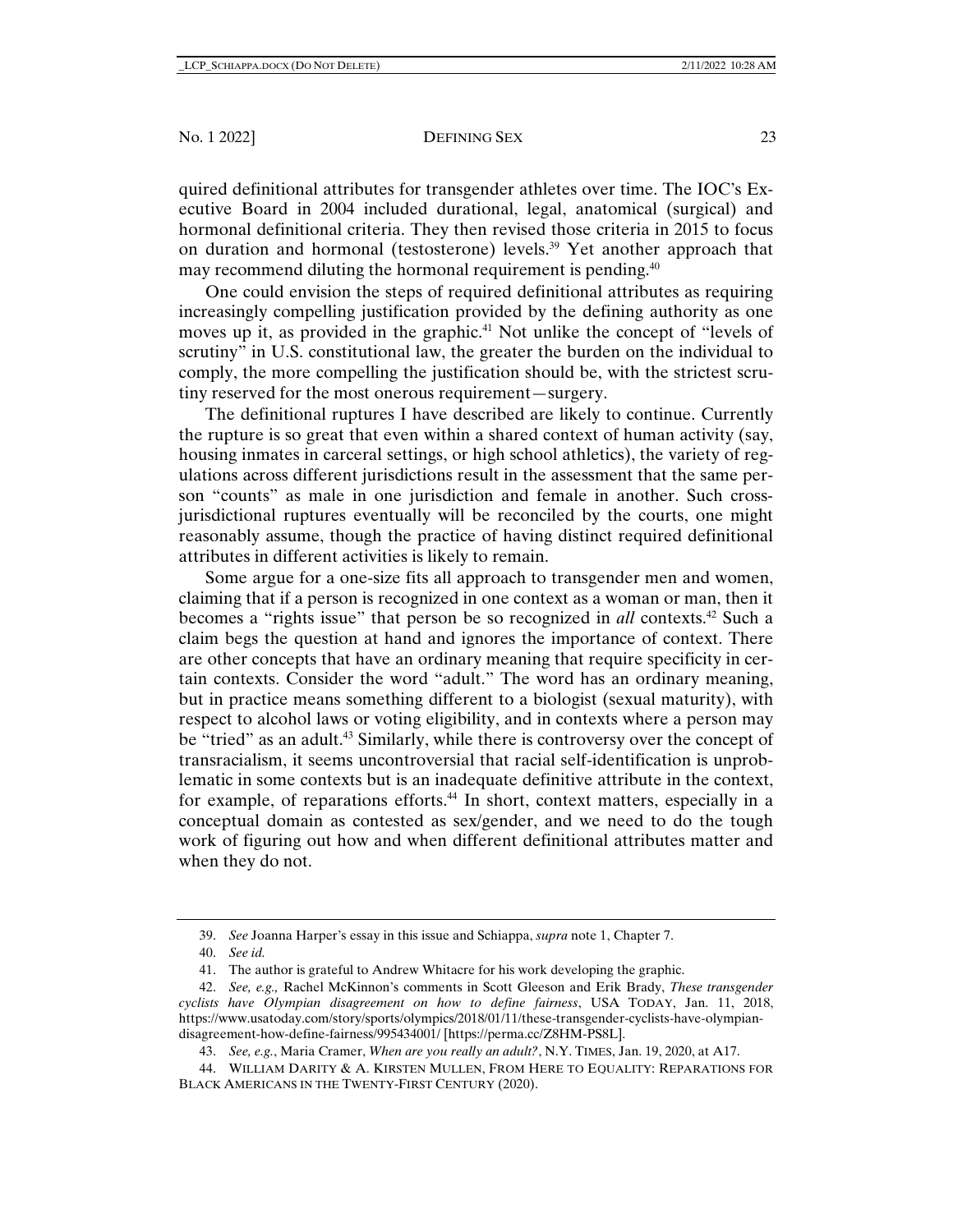quired definitional attributes for transgender athletes over time. The IOC's Executive Board in 2004 included durational, legal, anatomical (surgical) and hormonal definitional criteria. They then revised those criteria in 2015 to focus on duration and hormonal (testosterone) levels.[39] Yet another approach that may recommend diluting the hormonal requirement is pending.[40]

One could envision the steps of required definitional attributes as requiring increasingly compelling justification provided by the defining authority as one moves up it, as provided in the graphic.[41] Not unlike the concept of "levels of scrutiny" in U.S. constitutional law, the greater the burden on the individual to comply, the more compelling the justification should be, with the strictest scrutiny reserved for the most onerous requirement—surgery.

The definitional ruptures I have described are likely to continue. Currently the rupture is so great that even within a shared context of human activity (say, housing inmates in carceral settings, or high school athletics), the variety of regulations across different jurisdictions result in the assessment that the same person "counts" as male in one jurisdiction and female in another. Such cross-jurisdictional ruptures eventually will be reconciled by the courts, one might reasonably assume, though the practice of having distinct required definitional attributes in different activities is likely to remain.

Some argue for a one-size fits all approach to transgender men and women, claiming that if a person is recognized in one context as a woman or man, then it becomes a "rights issue" that person be so recognized in *all* contexts.[42] Such a claim begs the question at hand and ignores the importance of context. There are other concepts that have an ordinary meaning that require specificity in certain contexts. Consider the word "adult." The word has an ordinary meaning, but in practice means something different to a biologist (sexual maturity), with respect to alcohol laws or voting eligibility, and in contexts where a person may be "tried" as an adult.[43] Similarly, while there is controversy over the concept of transracialism, it seems uncontroversial that racial self-identification is unproblematic in some contexts but is an inadequate definitive attribute in the context, for example, of reparations efforts.[44] In short, context matters, especially in a conceptual domain as contested as sex/gender, and we need to do the tough work of figuring out how and when different definitional attributes matter and when they do not.

---

39. *See* Joanna Harper's essay in this issue and Schiappa, *supra* note 1, Chapter 7.

40. *See id.*

41. The author is grateful to Andrew Whitacre for his work developing the graphic.

42. *See, e.g.,* Rachel McKinnon's comments in Scott Gleeson and Erik Brady, *These transgender cyclists have Olympian disagreement on how to define fairness*, USA TODAY, Jan. 11, 2018, https://www.usatoday.com/story/sports/olympics/2018/01/11/these-transgender-cyclists-have-olympian-disagreement-how-define-fairness/995434001/ [https://perma.cc/Z8HM-PS8L].

43. *See, e.g.*, Maria Cramer, *When are you really an adult?*, N.Y. TIMES, Jan. 19, 2020, at A17.

44. WILLIAM DARITY & A. KIRSTEN MULLEN, FROM HERE TO EQUALITY: REPARATIONS FOR BLACK AMERICANS IN THE TWENTY-FIRST CENTURY (2020).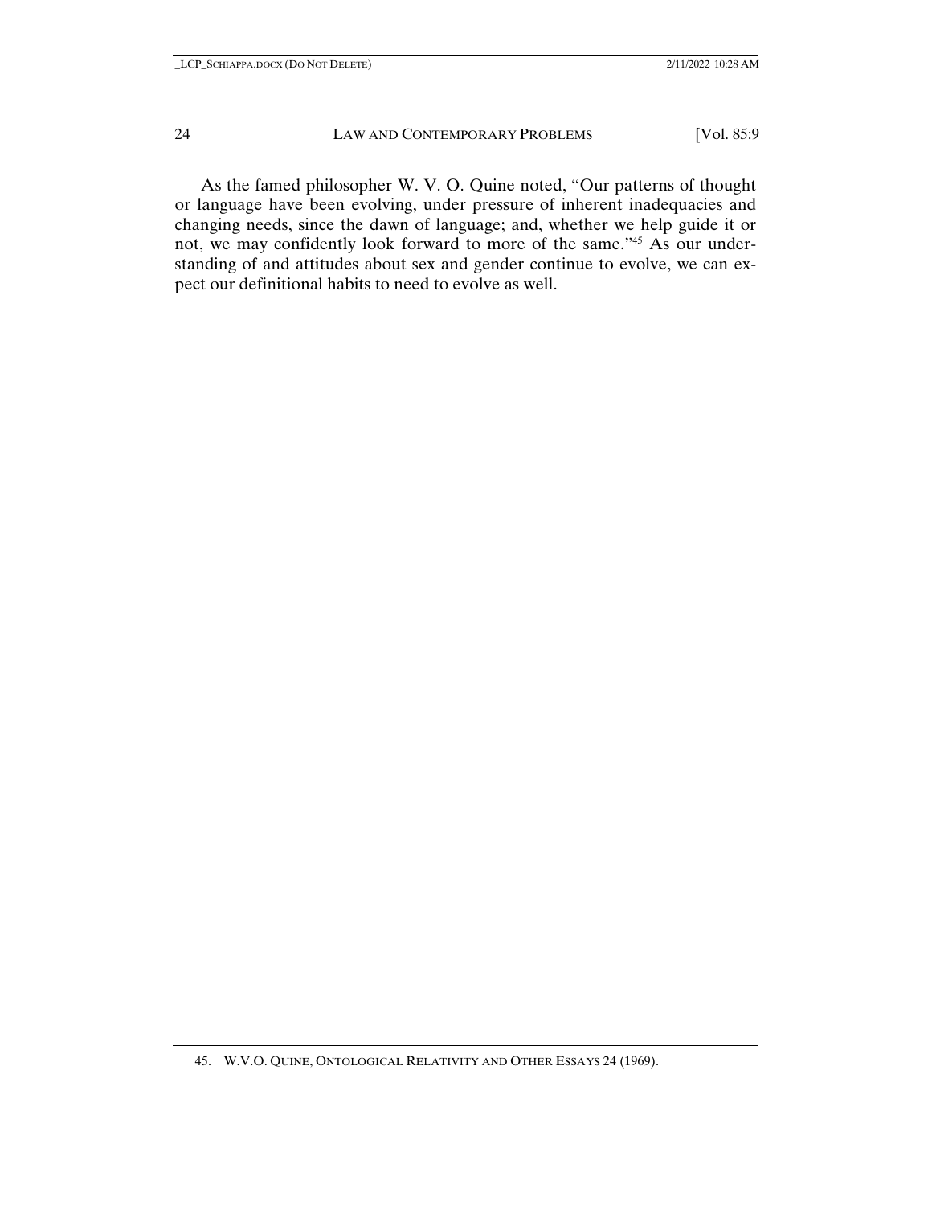As the famed philosopher W. V. O. Quine noted, "Our patterns of thought or language have been evolving, under pressure of inherent inadequacies and changing needs, since the dawn of language; and, whether we help guide it or not, we may confidently look forward to more of the same."[45] As our understanding of and attitudes about sex and gender continue to evolve, we can expect our definitional habits to need to evolve as well.

45. W.V.O. QUINE, ONTOLOGICAL RELATIVITY AND OTHER ESSAYS 24 (1969).